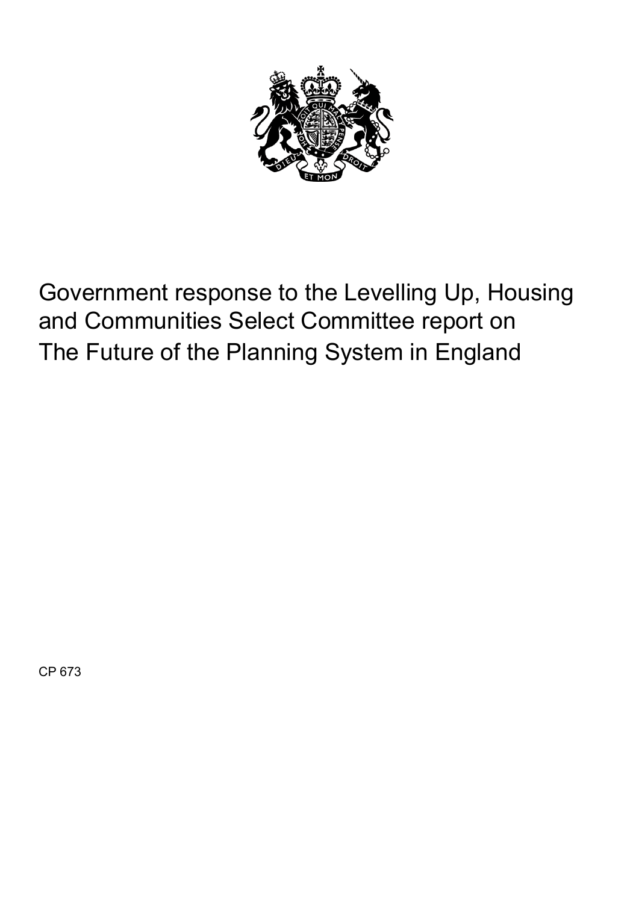# Government response to the Levelling Up, Housing and Communities Select Committee report on The Future of the Planning System in England

CP 673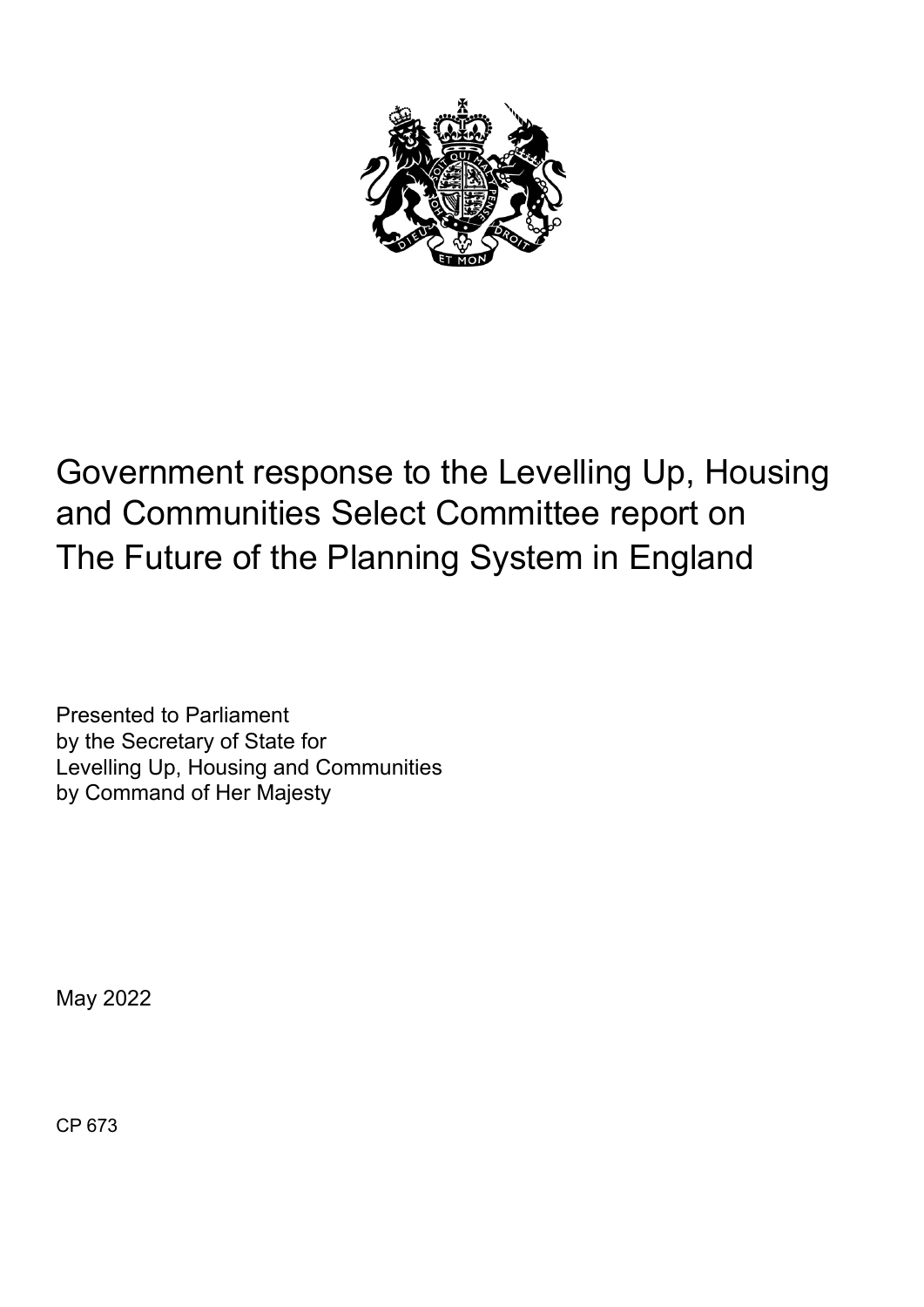# Government response to the Levelling Up, Housing and Communities Select Committee report on The Future of the Planning System in England

Presented to Parliament
by the Secretary of State for
Levelling Up, Housing and Communities
by Command of Her Majesty

May 2022

CP 673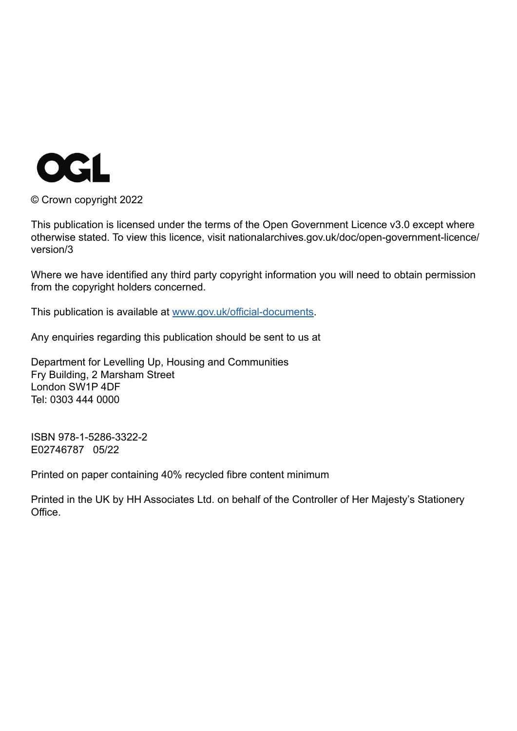OGL

© Crown copyright 2022

This publication is licensed under the terms of the Open Government Licence v3.0 except where otherwise stated. To view this licence, visit nationalarchives.gov.uk/doc/open-government-licence/version/3

Where we have identified any third party copyright information you will need to obtain permission from the copyright holders concerned.

This publication is available at [www.gov.uk/official-documents](www.gov.uk/official-documents).

Any enquiries regarding this publication should be sent to us at

Department for Levelling Up, Housing and Communities
Fry Building, 2 Marsham Street
London SW1P 4DF
Tel: 0303 444 0000

ISBN 978-1-5286-3322-2
E02746787 05/22

Printed on paper containing 40% recycled fibre content minimum

Printed in the UK by HH Associates Ltd. on behalf of the Controller of Her Majesty's Stationery Office.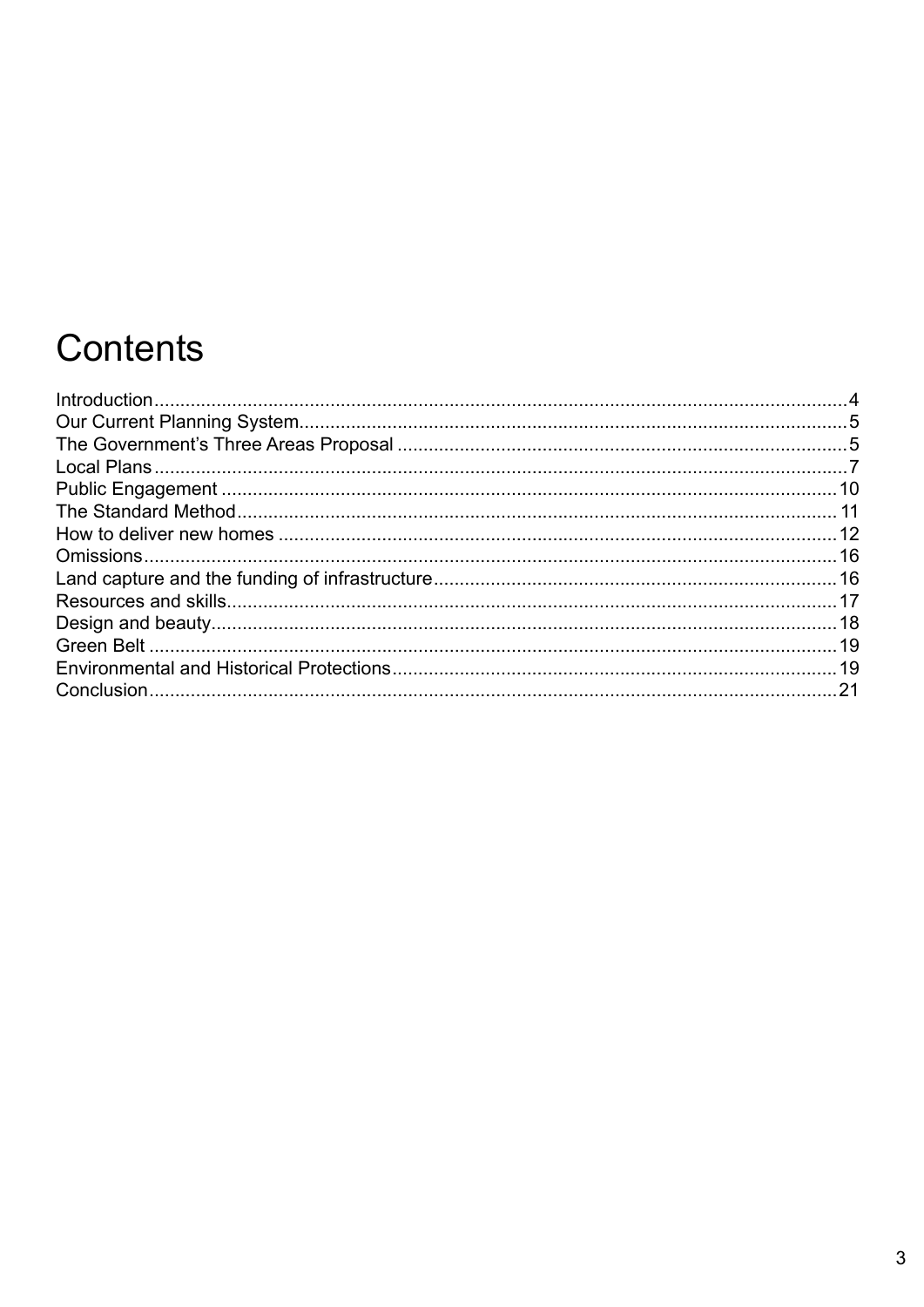# Contents

- Introduction ..... 4
- Our Current Planning System ..... 5
- The Government's Three Areas Proposal ..... 5
- Local Plans ..... 7
- Public Engagement ..... 10
- The Standard Method ..... 11
- How to deliver new homes ..... 12
- Omissions ..... 16
- Land capture and the funding of infrastructure ..... 16
- Resources and skills ..... 17
- Design and beauty ..... 18
- Green Belt ..... 19
- Environmental and Historical Protections ..... 19
- Conclusion ..... 21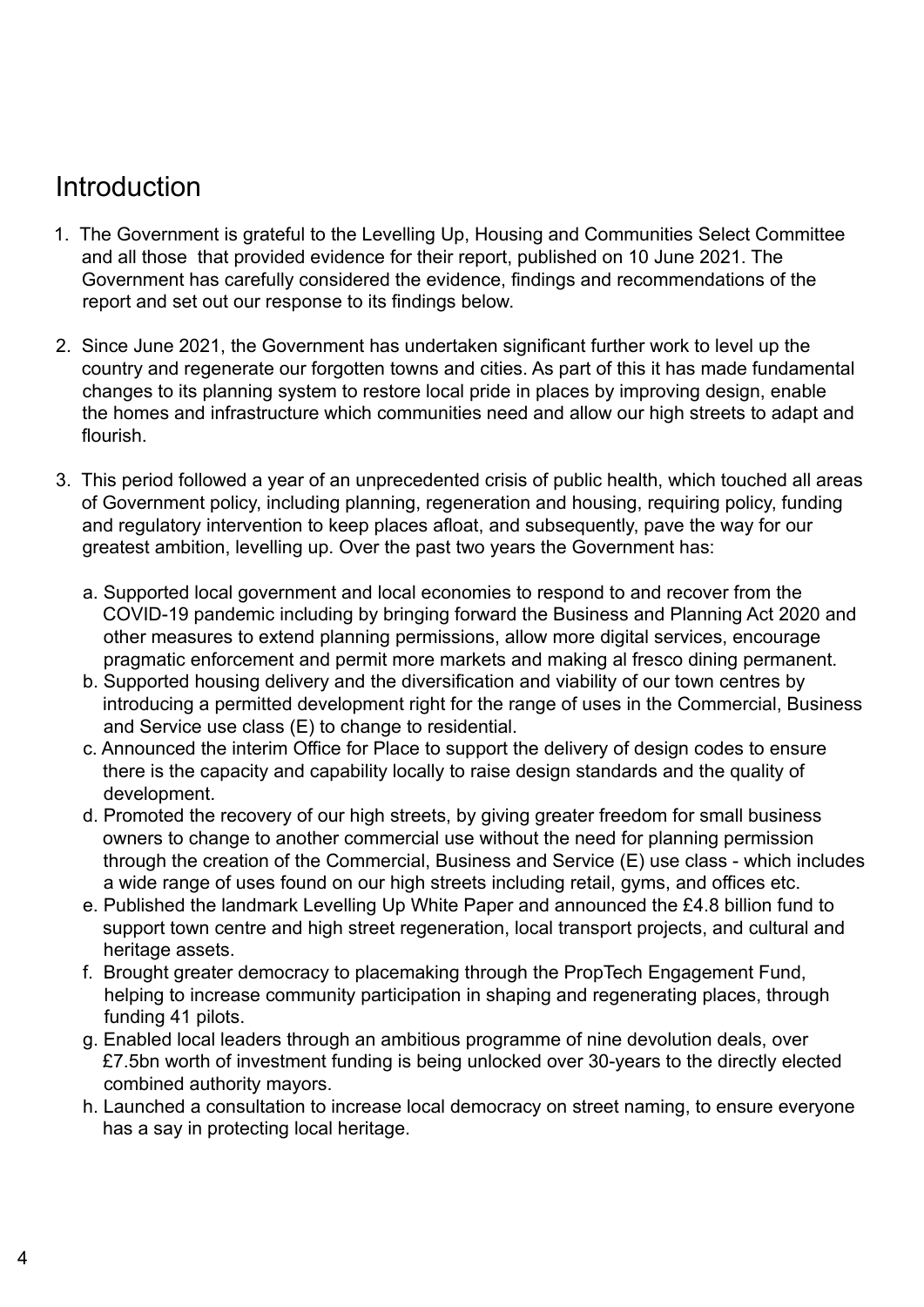## Introduction

1. The Government is grateful to the Levelling Up, Housing and Communities Select Committee and all those that provided evidence for their report, published on 10 June 2021. The Government has carefully considered the evidence, findings and recommendations of the report and set out our response to its findings below.

2. Since June 2021, the Government has undertaken significant further work to level up the country and regenerate our forgotten towns and cities. As part of this it has made fundamental changes to its planning system to restore local pride in places by improving design, enable the homes and infrastructure which communities need and allow our high streets to adapt and flourish.

3. This period followed a year of an unprecedented crisis of public health, which touched all areas of Government policy, including planning, regeneration and housing, requiring policy, funding and regulatory intervention to keep places afloat, and subsequently, pave the way for our greatest ambition, levelling up. Over the past two years the Government has:

   a. Supported local government and local economies to respond to and recover from the COVID-19 pandemic including by bringing forward the Business and Planning Act 2020 and other measures to extend planning permissions, allow more digital services, encourage pragmatic enforcement and permit more markets and making al fresco dining permanent.
   b. Supported housing delivery and the diversification and viability of our town centres by introducing a permitted development right for the range of uses in the Commercial, Business and Service use class (E) to change to residential.
   c. Announced the interim Office for Place to support the delivery of design codes to ensure there is the capacity and capability locally to raise design standards and the quality of development.
   d. Promoted the recovery of our high streets, by giving greater freedom for small business owners to change to another commercial use without the need for planning permission through the creation of the Commercial, Business and Service (E) use class - which includes a wide range of uses found on our high streets including retail, gyms, and offices etc.
   e. Published the landmark Levelling Up White Paper and announced the £4.8 billion fund to support town centre and high street regeneration, local transport projects, and cultural and heritage assets.
   f. Brought greater democracy to placemaking through the PropTech Engagement Fund, helping to increase community participation in shaping and regenerating places, through funding 41 pilots.
   g. Enabled local leaders through an ambitious programme of nine devolution deals, over £7.5bn worth of investment funding is being unlocked over 30-years to the directly elected combined authority mayors.
   h. Launched a consultation to increase local democracy on street naming, to ensure everyone has a say in protecting local heritage.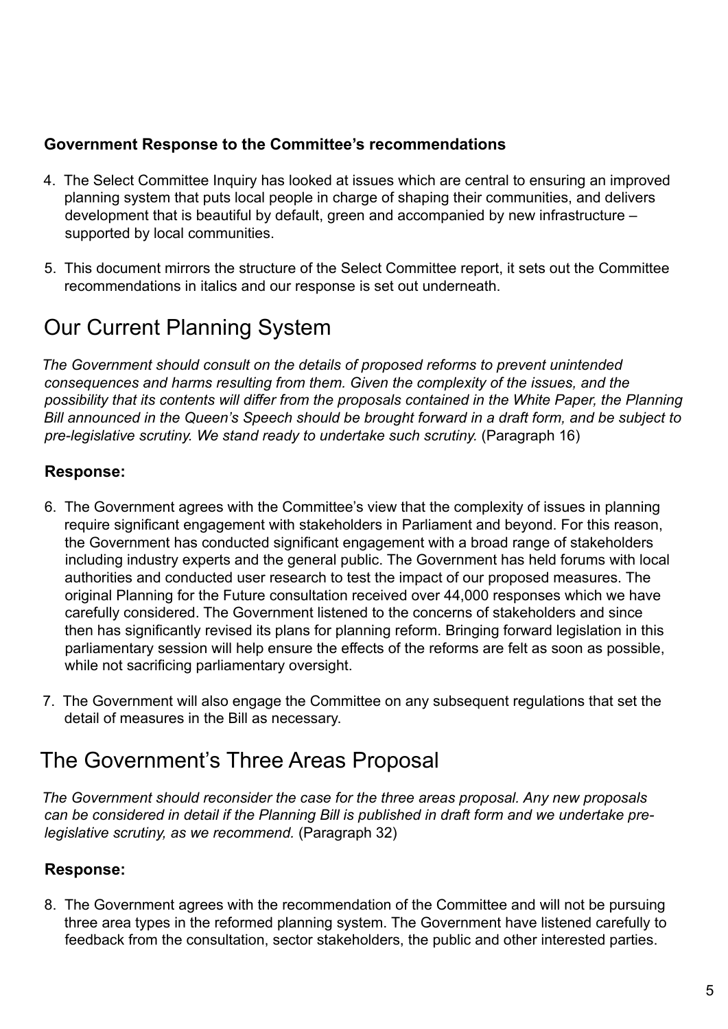**Government Response to the Committee's recommendations**

4. The Select Committee Inquiry has looked at issues which are central to ensuring an improved planning system that puts local people in charge of shaping their communities, and delivers development that is beautiful by default, green and accompanied by new infrastructure – supported by local communities.

5. This document mirrors the structure of the Select Committee report, it sets out the Committee recommendations in italics and our response is set out underneath.

## Our Current Planning System

*The Government should consult on the details of proposed reforms to prevent unintended consequences and harms resulting from them. Given the complexity of the issues, and the possibility that its contents will differ from the proposals contained in the White Paper, the Planning Bill announced in the Queen's Speech should be brought forward in a draft form, and be subject to pre-legislative scrutiny. We stand ready to undertake such scrutiny.* (Paragraph 16)

**Response:**

6. The Government agrees with the Committee's view that the complexity of issues in planning require significant engagement with stakeholders in Parliament and beyond. For this reason, the Government has conducted significant engagement with a broad range of stakeholders including industry experts and the general public. The Government has held forums with local authorities and conducted user research to test the impact of our proposed measures. The original Planning for the Future consultation received over 44,000 responses which we have carefully considered. The Government listened to the concerns of stakeholders and since then has significantly revised its plans for planning reform. Bringing forward legislation in this parliamentary session will help ensure the effects of the reforms are felt as soon as possible, while not sacrificing parliamentary oversight.

7. The Government will also engage the Committee on any subsequent regulations that set the detail of measures in the Bill as necessary.

## The Government's Three Areas Proposal

*The Government should reconsider the case for the three areas proposal. Any new proposals can be considered in detail if the Planning Bill is published in draft form and we undertake pre-legislative scrutiny, as we recommend.* (Paragraph 32)

**Response:**

8. The Government agrees with the recommendation of the Committee and will not be pursuing three area types in the reformed planning system. The Government have listened carefully to feedback from the consultation, sector stakeholders, the public and other interested parties.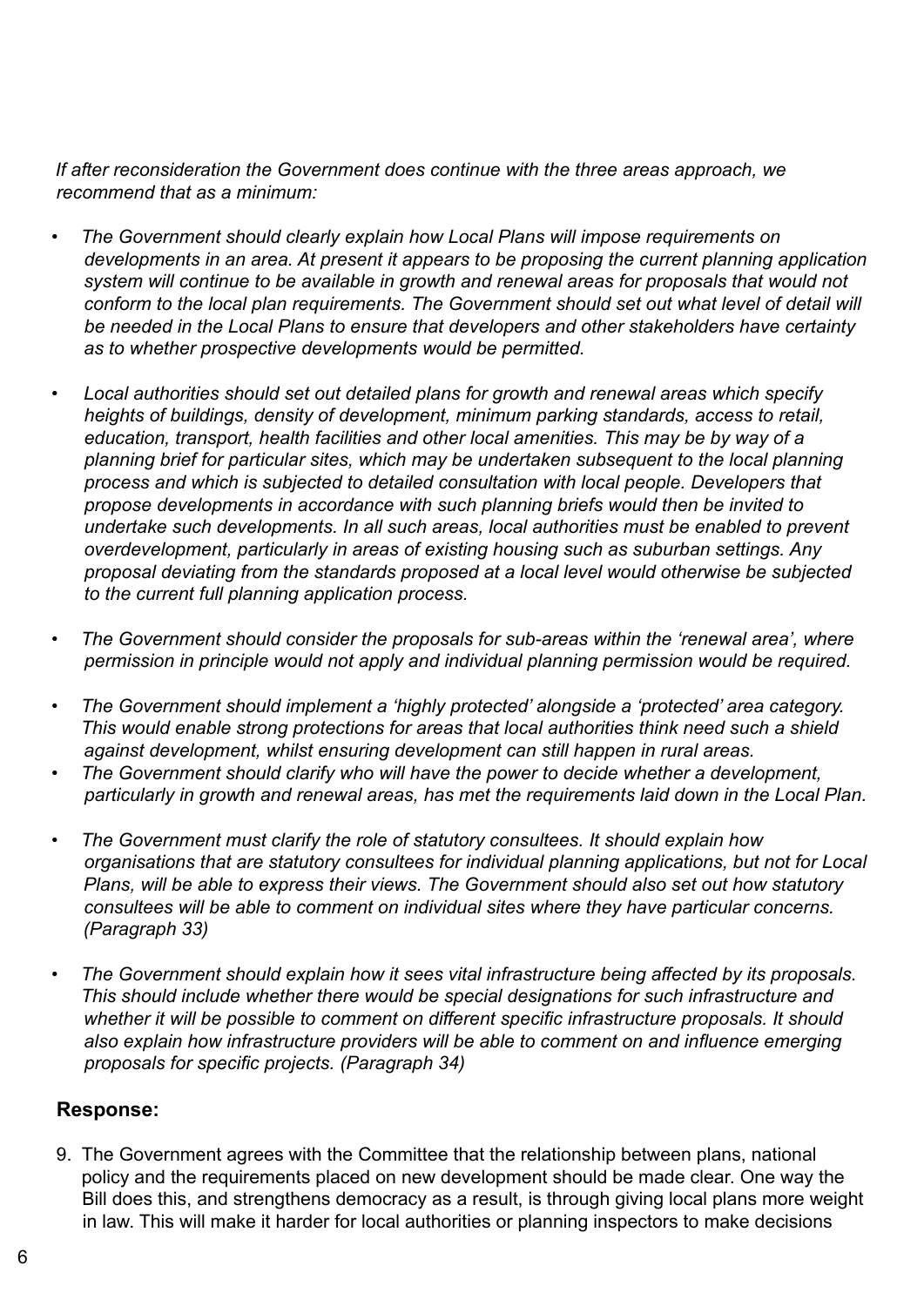*If after reconsideration the Government does continue with the three areas approach, we recommend that as a minimum:*

- *The Government should clearly explain how Local Plans will impose requirements on developments in an area. At present it appears to be proposing the current planning application system will continue to be available in growth and renewal areas for proposals that would not conform to the local plan requirements. The Government should set out what level of detail will be needed in the Local Plans to ensure that developers and other stakeholders have certainty as to whether prospective developments would be permitted.*

- *Local authorities should set out detailed plans for growth and renewal areas which specify heights of buildings, density of development, minimum parking standards, access to retail, education, transport, health facilities and other local amenities. This may be by way of a planning brief for particular sites, which may be undertaken subsequent to the local planning process and which is subjected to detailed consultation with local people. Developers that propose developments in accordance with such planning briefs would then be invited to undertake such developments. In all such areas, local authorities must be enabled to prevent overdevelopment, particularly in areas of existing housing such as suburban settings. Any proposal deviating from the standards proposed at a local level would otherwise be subjected to the current full planning application process.*

- *The Government should consider the proposals for sub-areas within the 'renewal area', where permission in principle would not apply and individual planning permission would be required.*

- *The Government should implement a 'highly protected' alongside a 'protected' area category. This would enable strong protections for areas that local authorities think need such a shield against development, whilst ensuring development can still happen in rural areas.*
- *The Government should clarify who will have the power to decide whether a development, particularly in growth and renewal areas, has met the requirements laid down in the Local Plan.*

- *The Government must clarify the role of statutory consultees. It should explain how organisations that are statutory consultees for individual planning applications, but not for Local Plans, will be able to express their views. The Government should also set out how statutory consultees will be able to comment on individual sites where they have particular concerns. (Paragraph 33)*

- *The Government should explain how it sees vital infrastructure being affected by its proposals. This should include whether there would be special designations for such infrastructure and whether it will be possible to comment on different specific infrastructure proposals. It should also explain how infrastructure providers will be able to comment on and influence emerging proposals for specific projects. (Paragraph 34)*

**Response:**

9. The Government agrees with the Committee that the relationship between plans, national policy and the requirements placed on new development should be made clear. One way the Bill does this, and strengthens democracy as a result, is through giving local plans more weight in law. This will make it harder for local authorities or planning inspectors to make decisions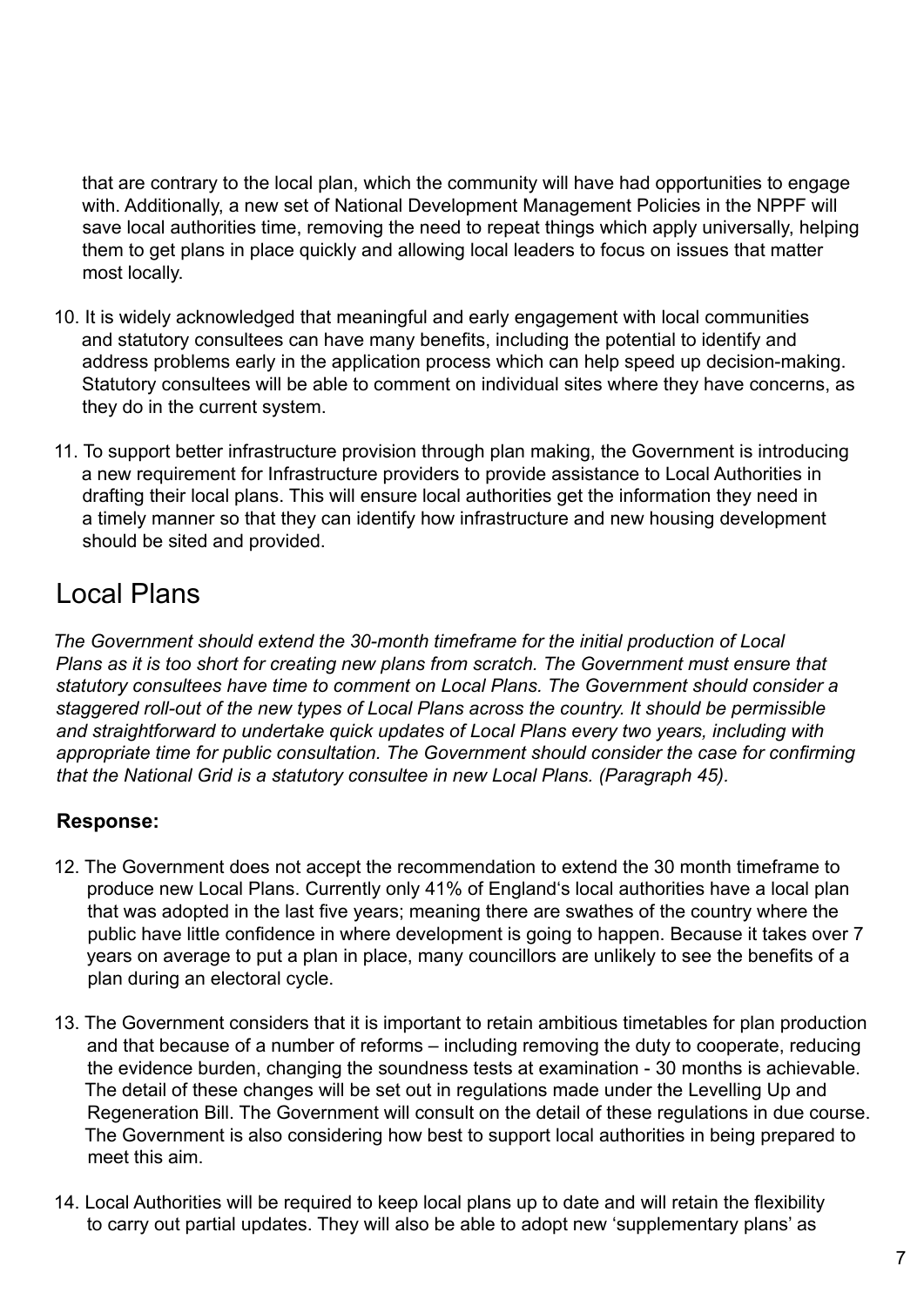that are contrary to the local plan, which the community will have had opportunities to engage with. Additionally, a new set of National Development Management Policies in the NPPF will save local authorities time, removing the need to repeat things which apply universally, helping them to get plans in place quickly and allowing local leaders to focus on issues that matter most locally.

10. It is widely acknowledged that meaningful and early engagement with local communities and statutory consultees can have many benefits, including the potential to identify and address problems early in the application process which can help speed up decision-making. Statutory consultees will be able to comment on individual sites where they have concerns, as they do in the current system.

11. To support better infrastructure provision through plan making, the Government is introducing a new requirement for Infrastructure providers to provide assistance to Local Authorities in drafting their local plans. This will ensure local authorities get the information they need in a timely manner so that they can identify how infrastructure and new housing development should be sited and provided.

## Local Plans

*The Government should extend the 30-month timeframe for the initial production of Local Plans as it is too short for creating new plans from scratch. The Government must ensure that statutory consultees have time to comment on Local Plans. The Government should consider a staggered roll-out of the new types of Local Plans across the country. It should be permissible and straightforward to undertake quick updates of Local Plans every two years, including with appropriate time for public consultation. The Government should consider the case for confirming that the National Grid is a statutory consultee in new Local Plans. (Paragraph 45).*

**Response:**

12. The Government does not accept the recommendation to extend the 30 month timeframe to produce new Local Plans. Currently only 41% of England's local authorities have a local plan that was adopted in the last five years; meaning there are swathes of the country where the public have little confidence in where development is going to happen. Because it takes over 7 years on average to put a plan in place, many councillors are unlikely to see the benefits of a plan during an electoral cycle.

13. The Government considers that it is important to retain ambitious timetables for plan production and that because of a number of reforms – including removing the duty to cooperate, reducing the evidence burden, changing the soundness tests at examination - 30 months is achievable. The detail of these changes will be set out in regulations made under the Levelling Up and Regeneration Bill. The Government will consult on the detail of these regulations in due course. The Government is also considering how best to support local authorities in being prepared to meet this aim.

14. Local Authorities will be required to keep local plans up to date and will retain the flexibility to carry out partial updates. They will also be able to adopt new 'supplementary plans' as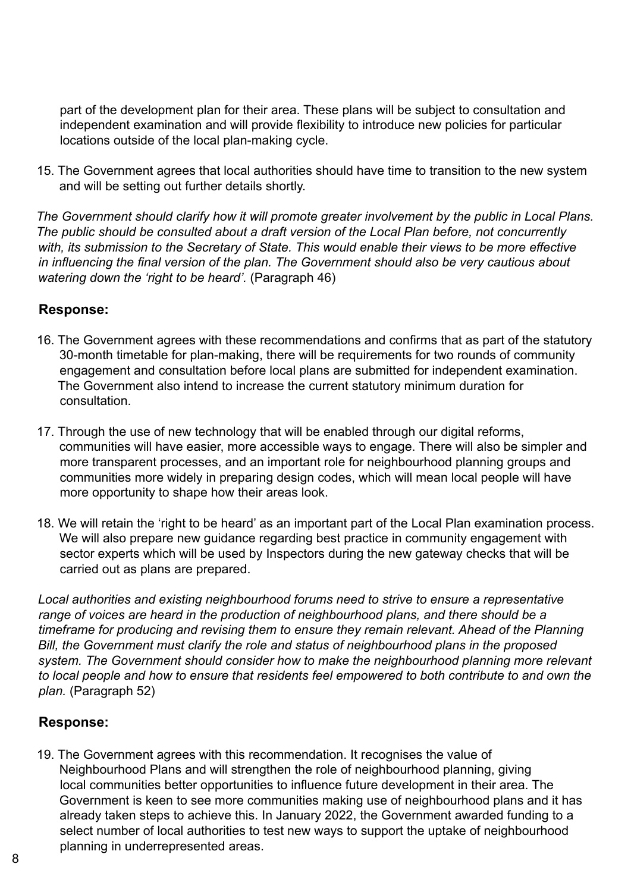part of the development plan for their area. These plans will be subject to consultation and independent examination and will provide flexibility to introduce new policies for particular locations outside of the local plan-making cycle.

15. The Government agrees that local authorities should have time to transition to the new system and will be setting out further details shortly.

*The Government should clarify how it will promote greater involvement by the public in Local Plans. The public should be consulted about a draft version of the Local Plan before, not concurrently with, its submission to the Secretary of State. This would enable their views to be more effective in influencing the final version of the plan. The Government should also be very cautious about watering down the 'right to be heard'.* (Paragraph 46)

### Response:

16. The Government agrees with these recommendations and confirms that as part of the statutory 30-month timetable for plan-making, there will be requirements for two rounds of community engagement and consultation before local plans are submitted for independent examination. The Government also intend to increase the current statutory minimum duration for consultation.

17. Through the use of new technology that will be enabled through our digital reforms, communities will have easier, more accessible ways to engage. There will also be simpler and more transparent processes, and an important role for neighbourhood planning groups and communities more widely in preparing design codes, which will mean local people will have more opportunity to shape how their areas look.

18. We will retain the 'right to be heard' as an important part of the Local Plan examination process. We will also prepare new guidance regarding best practice in community engagement with sector experts which will be used by Inspectors during the new gateway checks that will be carried out as plans are prepared.

*Local authorities and existing neighbourhood forums need to strive to ensure a representative range of voices are heard in the production of neighbourhood plans, and there should be a timeframe for producing and revising them to ensure they remain relevant. Ahead of the Planning Bill, the Government must clarify the role and status of neighbourhood plans in the proposed system. The Government should consider how to make the neighbourhood planning more relevant to local people and how to ensure that residents feel empowered to both contribute to and own the plan.* (Paragraph 52)

### Response:

19. The Government agrees with this recommendation. It recognises the value of Neighbourhood Plans and will strengthen the role of neighbourhood planning, giving local communities better opportunities to influence future development in their area. The Government is keen to see more communities making use of neighbourhood plans and it has already taken steps to achieve this. In January 2022, the Government awarded funding to a select number of local authorities to test new ways to support the uptake of neighbourhood planning in underrepresented areas.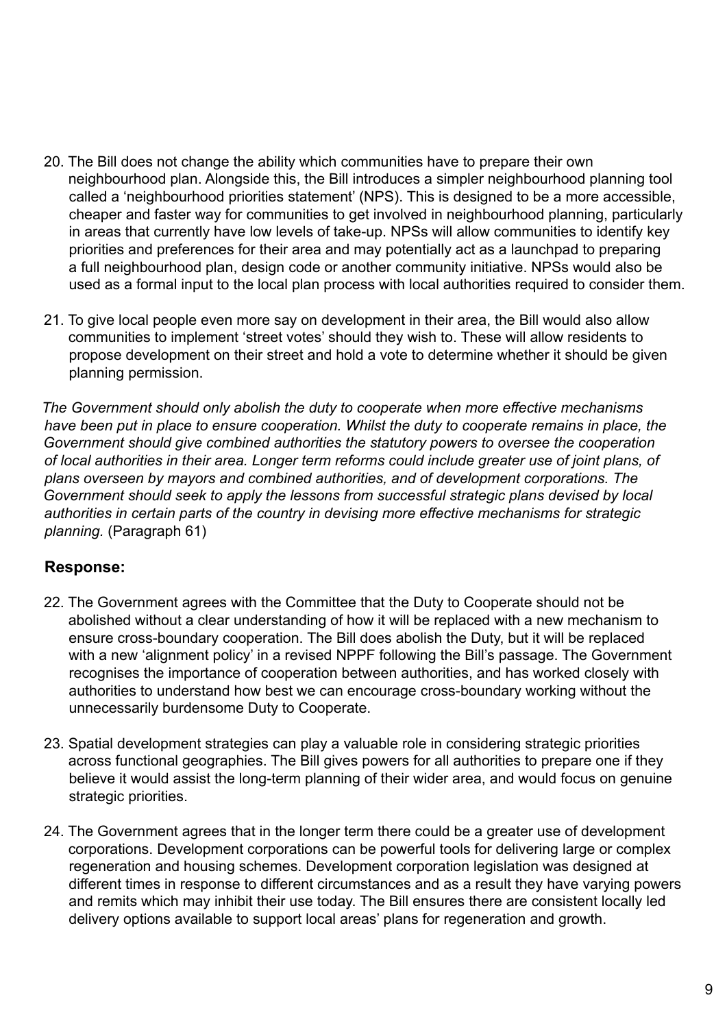20. The Bill does not change the ability which communities have to prepare their own neighbourhood plan. Alongside this, the Bill introduces a simpler neighbourhood planning tool called a 'neighbourhood priorities statement' (NPS). This is designed to be a more accessible, cheaper and faster way for communities to get involved in neighbourhood planning, particularly in areas that currently have low levels of take-up. NPSs will allow communities to identify key priorities and preferences for their area and may potentially act as a launchpad to preparing a full neighbourhood plan, design code or another community initiative. NPSs would also be used as a formal input to the local plan process with local authorities required to consider them.

21. To give local people even more say on development in their area, the Bill would also allow communities to implement 'street votes' should they wish to. These will allow residents to propose development on their street and hold a vote to determine whether it should be given planning permission.

*The Government should only abolish the duty to cooperate when more effective mechanisms have been put in place to ensure cooperation. Whilst the duty to cooperate remains in place, the Government should give combined authorities the statutory powers to oversee the cooperation of local authorities in their area. Longer term reforms could include greater use of joint plans, of plans overseen by mayors and combined authorities, and of development corporations. The Government should seek to apply the lessons from successful strategic plans devised by local authorities in certain parts of the country in devising more effective mechanisms for strategic planning.* (Paragraph 61)

**Response:**

22. The Government agrees with the Committee that the Duty to Cooperate should not be abolished without a clear understanding of how it will be replaced with a new mechanism to ensure cross-boundary cooperation. The Bill does abolish the Duty, but it will be replaced with a new 'alignment policy' in a revised NPPF following the Bill's passage. The Government recognises the importance of cooperation between authorities, and has worked closely with authorities to understand how best we can encourage cross-boundary working without the unnecessarily burdensome Duty to Cooperate.

23. Spatial development strategies can play a valuable role in considering strategic priorities across functional geographies. The Bill gives powers for all authorities to prepare one if they believe it would assist the long-term planning of their wider area, and would focus on genuine strategic priorities.

24. The Government agrees that in the longer term there could be a greater use of development corporations. Development corporations can be powerful tools for delivering large or complex regeneration and housing schemes. Development corporation legislation was designed at different times in response to different circumstances and as a result they have varying powers and remits which may inhibit their use today. The Bill ensures there are consistent locally led delivery options available to support local areas' plans for regeneration and growth.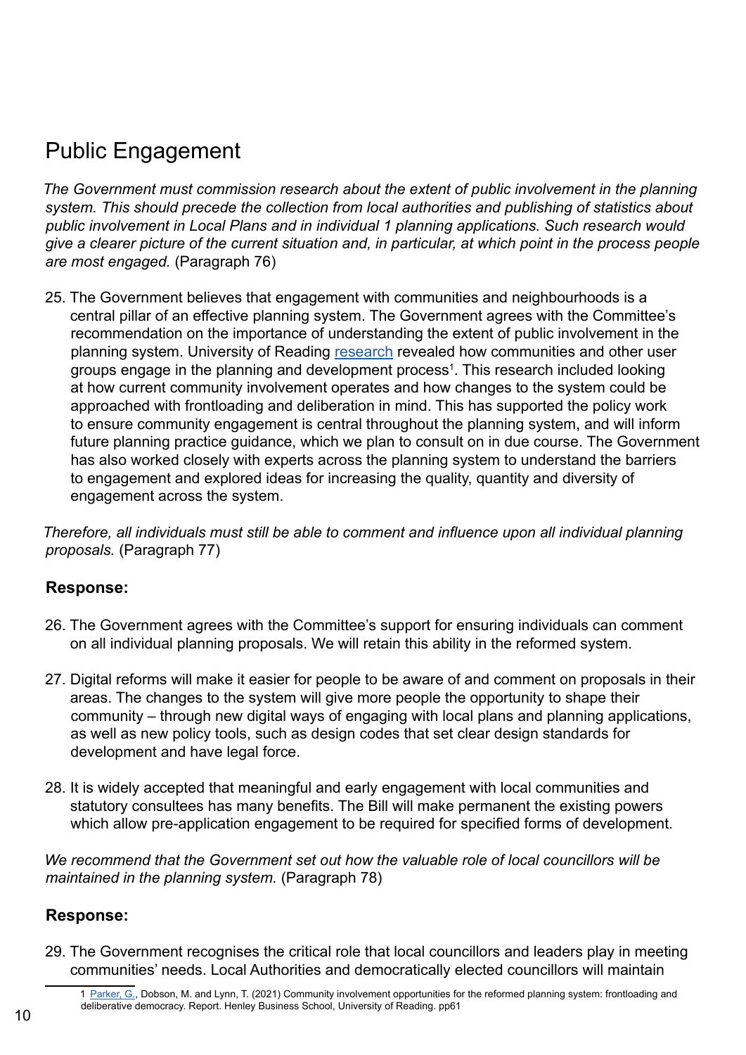## Public Engagement

*The Government must commission research about the extent of public involvement in the planning system. This should precede the collection from local authorities and publishing of statistics about public involvement in Local Plans and in individual 1 planning applications. Such research would give a clearer picture of the current situation and, in particular, at which point in the process people are most engaged.* (Paragraph 76)

25. The Government believes that engagement with communities and neighbourhoods is a central pillar of an effective planning system. The Government agrees with the Committee's recommendation on the importance of understanding the extent of public involvement in the planning system. University of Reading research revealed how communities and other user groups engage in the planning and development process[1]. This research included looking at how current community involvement operates and how changes to the system could be approached with frontloading and deliberation in mind. This has supported the policy work to ensure community engagement is central throughout the planning system, and will inform future planning practice guidance, which we plan to consult on in due course. The Government has also worked closely with experts across the planning system to understand the barriers to engagement and explored ideas for increasing the quality, quantity and diversity of engagement across the system.

*Therefore, all individuals must still be able to comment and influence upon all individual planning proposals.* (Paragraph 77)

**Response:**

26. The Government agrees with the Committee's support for ensuring individuals can comment on all individual planning proposals. We will retain this ability in the reformed system.

27. Digital reforms will make it easier for people to be aware of and comment on proposals in their areas. The changes to the system will give more people the opportunity to shape their community – through new digital ways of engaging with local plans and planning applications, as well as new policy tools, such as design codes that set clear design standards for development and have legal force.

28. It is widely accepted that meaningful and early engagement with local communities and statutory consultees has many benefits. The Bill will make permanent the existing powers which allow pre-application engagement to be required for specified forms of development.

*We recommend that the Government set out how the valuable role of local councillors will be maintained in the planning system.* (Paragraph 78)

**Response:**

29. The Government recognises the critical role that local councillors and leaders play in meeting communities' needs. Local Authorities and democratically elected councillors will maintain

[1] Parker, G., Dobson, M. and Lynn, T. (2021) Community involvement opportunities for the reformed planning system: frontloading and deliberative democracy. Report. Henley Business School, University of Reading. pp61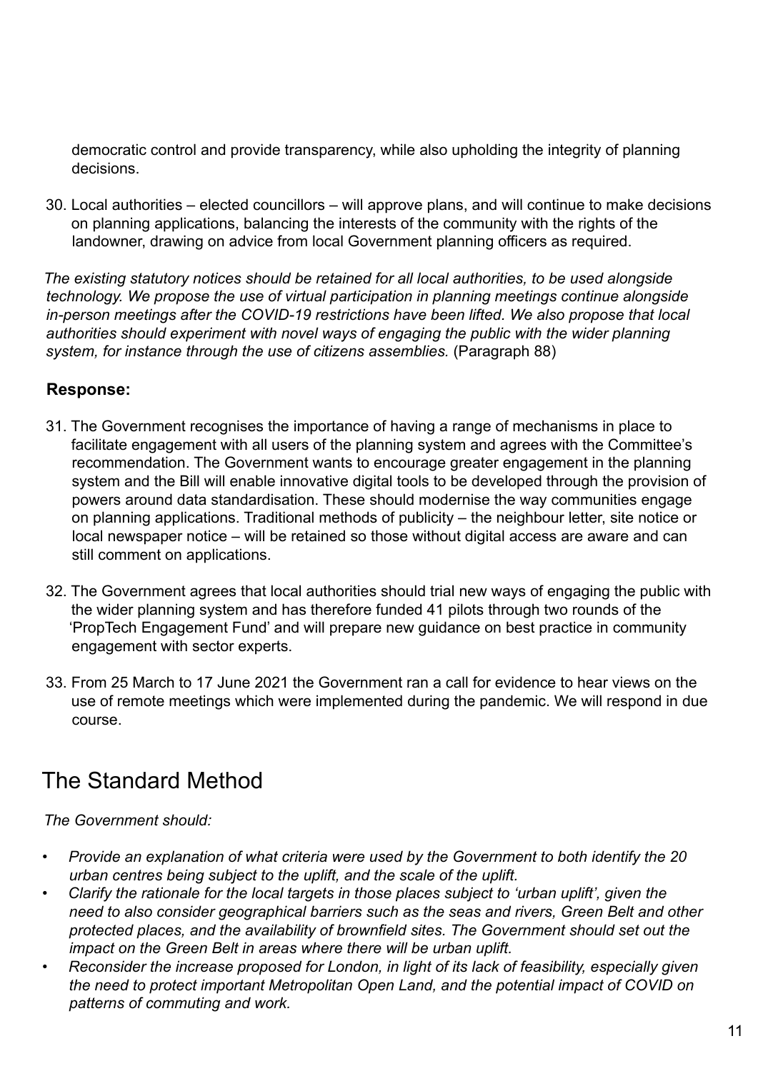democratic control and provide transparency, while also upholding the integrity of planning decisions.

30. Local authorities – elected councillors – will approve plans, and will continue to make decisions on planning applications, balancing the interests of the community with the rights of the landowner, drawing on advice from local Government planning officers as required.

*The existing statutory notices should be retained for all local authorities, to be used alongside technology. We propose the use of virtual participation in planning meetings continue alongside in-person meetings after the COVID-19 restrictions have been lifted. We also propose that local authorities should experiment with novel ways of engaging the public with the wider planning system, for instance through the use of citizens assemblies.* (Paragraph 88)

**Response:**

31. The Government recognises the importance of having a range of mechanisms in place to facilitate engagement with all users of the planning system and agrees with the Committee's recommendation. The Government wants to encourage greater engagement in the planning system and the Bill will enable innovative digital tools to be developed through the provision of powers around data standardisation. These should modernise the way communities engage on planning applications. Traditional methods of publicity – the neighbour letter, site notice or local newspaper notice – will be retained so those without digital access are aware and can still comment on applications.

32. The Government agrees that local authorities should trial new ways of engaging the public with the wider planning system and has therefore funded 41 pilots through two rounds of the 'PropTech Engagement Fund' and will prepare new guidance on best practice in community engagement with sector experts.

33. From 25 March to 17 June 2021 the Government ran a call for evidence to hear views on the use of remote meetings which were implemented during the pandemic. We will respond in due course.

## The Standard Method

*The Government should:*

- *Provide an explanation of what criteria were used by the Government to both identify the 20 urban centres being subject to the uplift, and the scale of the uplift.*
- *Clarify the rationale for the local targets in those places subject to 'urban uplift', given the need to also consider geographical barriers such as the seas and rivers, Green Belt and other protected places, and the availability of brownfield sites. The Government should set out the impact on the Green Belt in areas where there will be urban uplift.*
- *Reconsider the increase proposed for London, in light of its lack of feasibility, especially given the need to protect important Metropolitan Open Land, and the potential impact of COVID on patterns of commuting and work.*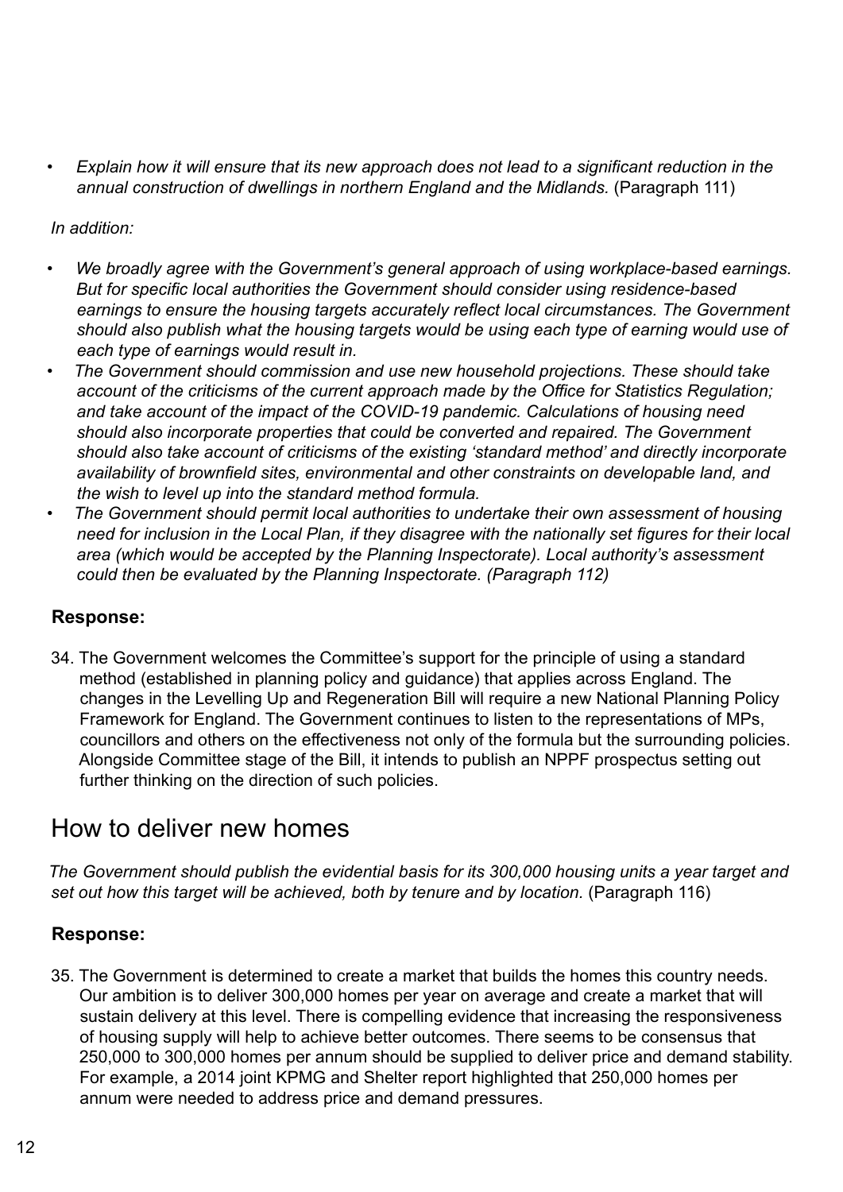- *Explain how it will ensure that its new approach does not lead to a significant reduction in the annual construction of dwellings in northern England and the Midlands.* (Paragraph 111)

*In addition:*

- *We broadly agree with the Government's general approach of using workplace-based earnings. But for specific local authorities the Government should consider using residence-based earnings to ensure the housing targets accurately reflect local circumstances. The Government should also publish what the housing targets would be using each type of earning would use of each type of earnings would result in.*
- *The Government should commission and use new household projections. These should take account of the criticisms of the current approach made by the Office for Statistics Regulation; and take account of the impact of the COVID-19 pandemic. Calculations of housing need should also incorporate properties that could be converted and repaired. The Government should also take account of criticisms of the existing 'standard method' and directly incorporate availability of brownfield sites, environmental and other constraints on developable land, and the wish to level up into the standard method formula.*
- *The Government should permit local authorities to undertake their own assessment of housing need for inclusion in the Local Plan, if they disagree with the nationally set figures for their local area (which would be accepted by the Planning Inspectorate). Local authority's assessment could then be evaluated by the Planning Inspectorate. (Paragraph 112)*

**Response:**

34. The Government welcomes the Committee's support for the principle of using a standard method (established in planning policy and guidance) that applies across England. The changes in the Levelling Up and Regeneration Bill will require a new National Planning Policy Framework for England. The Government continues to listen to the representations of MPs, councillors and others on the effectiveness not only of the formula but the surrounding policies. Alongside Committee stage of the Bill, it intends to publish an NPPF prospectus setting out further thinking on the direction of such policies.

## How to deliver new homes

*The Government should publish the evidential basis for its 300,000 housing units a year target and set out how this target will be achieved, both by tenure and by location.* (Paragraph 116)

**Response:**

35. The Government is determined to create a market that builds the homes this country needs. Our ambition is to deliver 300,000 homes per year on average and create a market that will sustain delivery at this level. There is compelling evidence that increasing the responsiveness of housing supply will help to achieve better outcomes. There seems to be consensus that 250,000 to 300,000 homes per annum should be supplied to deliver price and demand stability. For example, a 2014 joint KPMG and Shelter report highlighted that 250,000 homes per annum were needed to address price and demand pressures.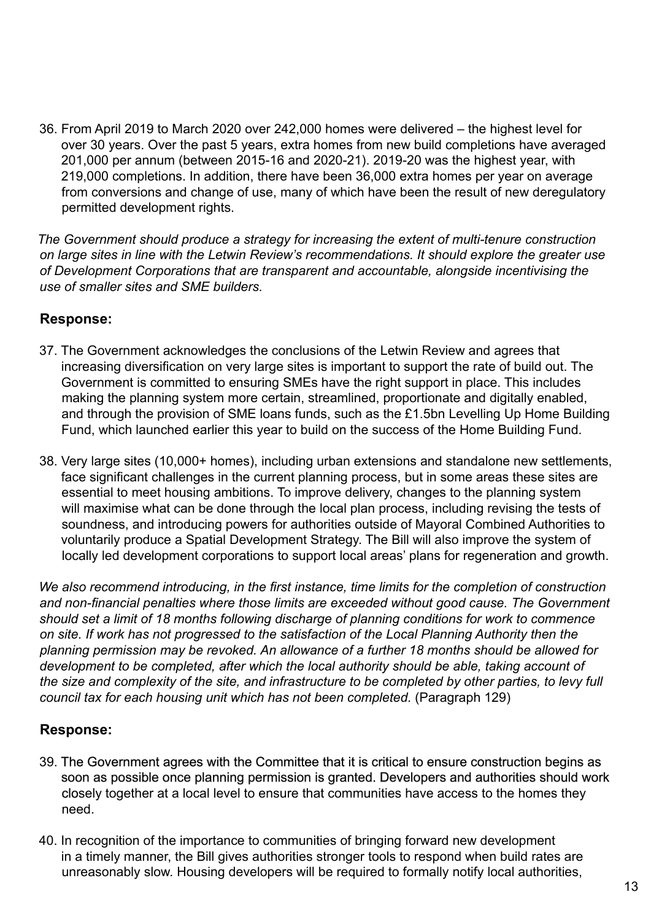36. From April 2019 to March 2020 over 242,000 homes were delivered – the highest level for over 30 years. Over the past 5 years, extra homes from new build completions have averaged 201,000 per annum (between 2015-16 and 2020-21). 2019-20 was the highest year, with 219,000 completions. In addition, there have been 36,000 extra homes per year on average from conversions and change of use, many of which have been the result of new deregulatory permitted development rights.

*The Government should produce a strategy for increasing the extent of multi-tenure construction on large sites in line with the Letwin Review's recommendations. It should explore the greater use of Development Corporations that are transparent and accountable, alongside incentivising the use of smaller sites and SME builders.*

### Response:

37. The Government acknowledges the conclusions of the Letwin Review and agrees that increasing diversification on very large sites is important to support the rate of build out. The Government is committed to ensuring SMEs have the right support in place. This includes making the planning system more certain, streamlined, proportionate and digitally enabled, and through the provision of SME loans funds, such as the £1.5bn Levelling Up Home Building Fund, which launched earlier this year to build on the success of the Home Building Fund.

38. Very large sites (10,000+ homes), including urban extensions and standalone new settlements, face significant challenges in the current planning process, but in some areas these sites are essential to meet housing ambitions. To improve delivery, changes to the planning system will maximise what can be done through the local plan process, including revising the tests of soundness, and introducing powers for authorities outside of Mayoral Combined Authorities to voluntarily produce a Spatial Development Strategy. The Bill will also improve the system of locally led development corporations to support local areas' plans for regeneration and growth.

*We also recommend introducing, in the first instance, time limits for the completion of construction and non-financial penalties where those limits are exceeded without good cause. The Government should set a limit of 18 months following discharge of planning conditions for work to commence on site. If work has not progressed to the satisfaction of the Local Planning Authority then the planning permission may be revoked. An allowance of a further 18 months should be allowed for development to be completed, after which the local authority should be able, taking account of the size and complexity of the site, and infrastructure to be completed by other parties, to levy full council tax for each housing unit which has not been completed.* (Paragraph 129)

### Response:

39. The Government agrees with the Committee that it is critical to ensure construction begins as soon as possible once planning permission is granted. Developers and authorities should work closely together at a local level to ensure that communities have access to the homes they need.

40. In recognition of the importance to communities of bringing forward new development in a timely manner, the Bill gives authorities stronger tools to respond when build rates are unreasonably slow. Housing developers will be required to formally notify local authorities,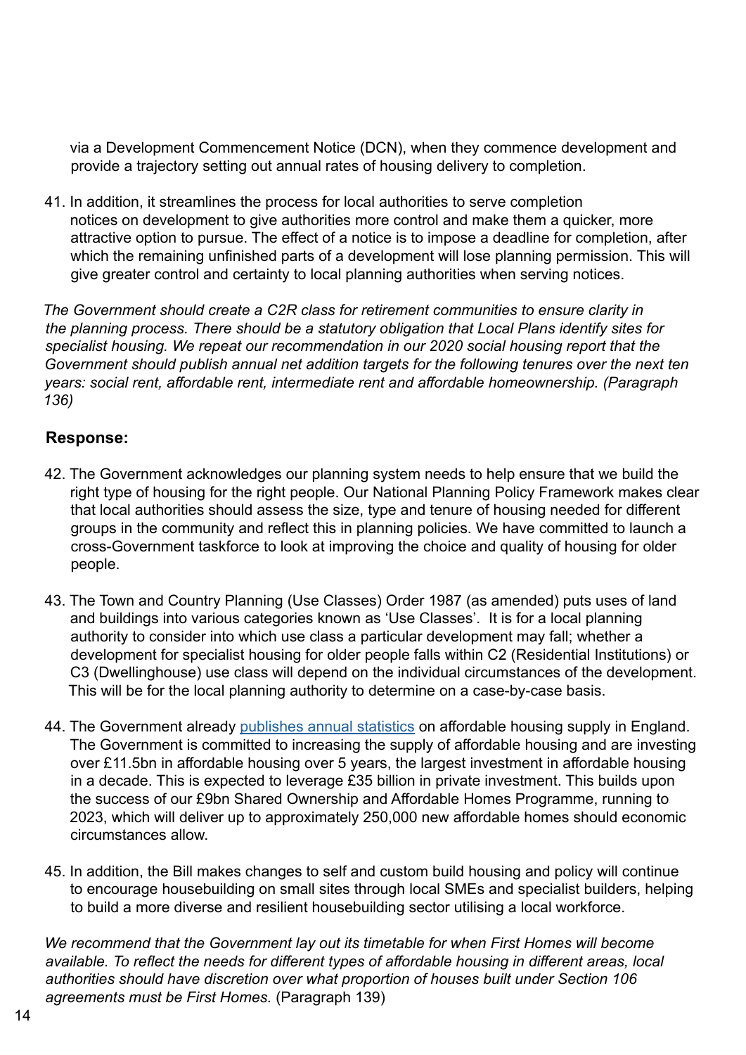via a Development Commencement Notice (DCN), when they commence development and provide a trajectory setting out annual rates of housing delivery to completion.

41. In addition, it streamlines the process for local authorities to serve completion notices on development to give authorities more control and make them a quicker, more attractive option to pursue. The effect of a notice is to impose a deadline for completion, after which the remaining unfinished parts of a development will lose planning permission. This will give greater control and certainty to local planning authorities when serving notices.

*The Government should create a C2R class for retirement communities to ensure clarity in the planning process. There should be a statutory obligation that Local Plans identify sites for specialist housing. We repeat our recommendation in our 2020 social housing report that the Government should publish annual net addition targets for the following tenures over the next ten years: social rent, affordable rent, intermediate rent and affordable homeownership. (Paragraph 136)*

**Response:**

42. The Government acknowledges our planning system needs to help ensure that we build the right type of housing for the right people. Our National Planning Policy Framework makes clear that local authorities should assess the size, type and tenure of housing needed for different groups in the community and reflect this in planning policies. We have committed to launch a cross-Government taskforce to look at improving the choice and quality of housing for older people.

43. The Town and Country Planning (Use Classes) Order 1987 (as amended) puts uses of land and buildings into various categories known as 'Use Classes'. It is for a local planning authority to consider into which use class a particular development may fall; whether a development for specialist housing for older people falls within C2 (Residential Institutions) or C3 (Dwellinghouse) use class will depend on the individual circumstances of the development. This will be for the local planning authority to determine on a case-by-case basis.

44. The Government already publishes annual statistics on affordable housing supply in England. The Government is committed to increasing the supply of affordable housing and are investing over £11.5bn in affordable housing over 5 years, the largest investment in affordable housing in a decade. This is expected to leverage £35 billion in private investment. This builds upon the success of our £9bn Shared Ownership and Affordable Homes Programme, running to 2023, which will deliver up to approximately 250,000 new affordable homes should economic circumstances allow.

45. In addition, the Bill makes changes to self and custom build housing and policy will continue to encourage housebuilding on small sites through local SMEs and specialist builders, helping to build a more diverse and resilient housebuilding sector utilising a local workforce.

*We recommend that the Government lay out its timetable for when First Homes will become available. To reflect the needs for different types of affordable housing in different areas, local authorities should have discretion over what proportion of houses built under Section 106 agreements must be First Homes.* (Paragraph 139)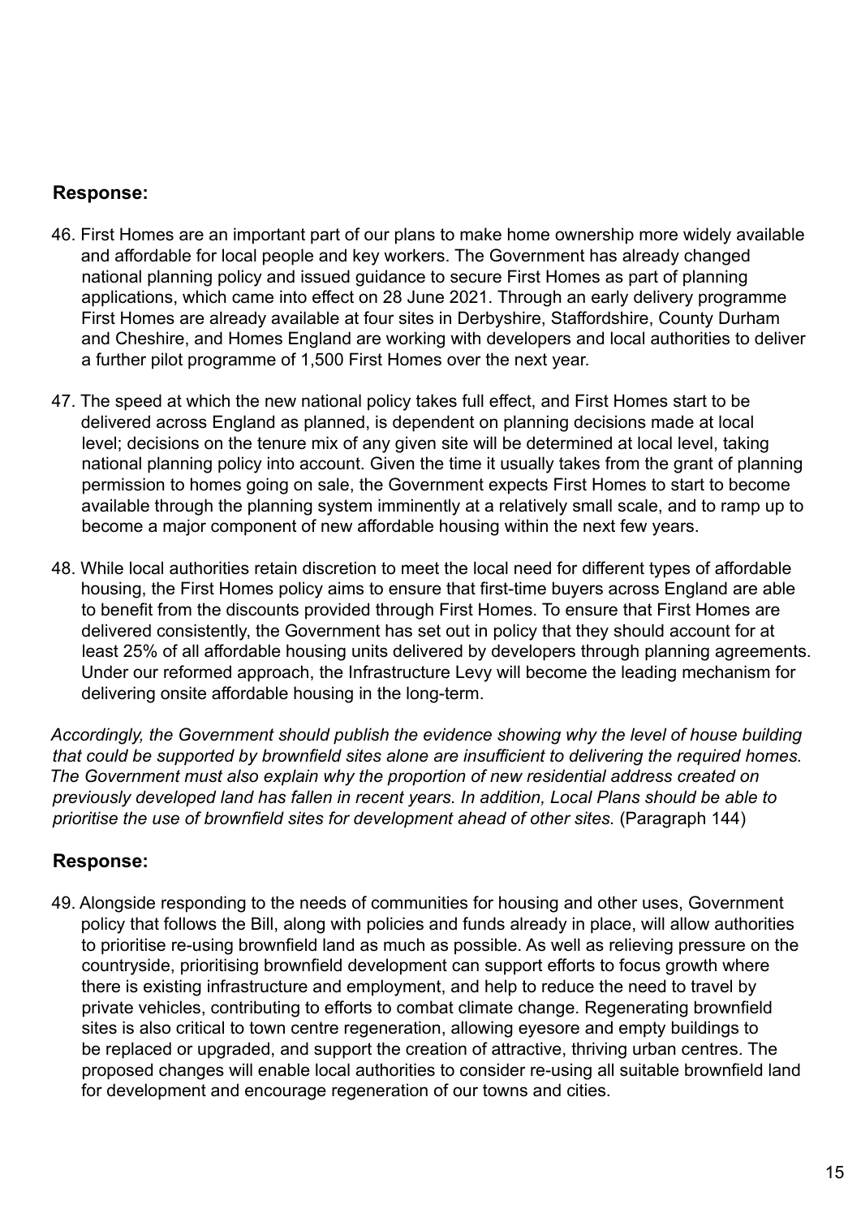**Response:**

46. First Homes are an important part of our plans to make home ownership more widely available and affordable for local people and key workers. The Government has already changed national planning policy and issued guidance to secure First Homes as part of planning applications, which came into effect on 28 June 2021. Through an early delivery programme First Homes are already available at four sites in Derbyshire, Staffordshire, County Durham and Cheshire, and Homes England are working with developers and local authorities to deliver a further pilot programme of 1,500 First Homes over the next year.

47. The speed at which the new national policy takes full effect, and First Homes start to be delivered across England as planned, is dependent on planning decisions made at local level; decisions on the tenure mix of any given site will be determined at local level, taking national planning policy into account. Given the time it usually takes from the grant of planning permission to homes going on sale, the Government expects First Homes to start to become available through the planning system imminently at a relatively small scale, and to ramp up to become a major component of new affordable housing within the next few years.

48. While local authorities retain discretion to meet the local need for different types of affordable housing, the First Homes policy aims to ensure that first-time buyers across England are able to benefit from the discounts provided through First Homes. To ensure that First Homes are delivered consistently, the Government has set out in policy that they should account for at least 25% of all affordable housing units delivered by developers through planning agreements. Under our reformed approach, the Infrastructure Levy will become the leading mechanism for delivering onsite affordable housing in the long-term.

*Accordingly, the Government should publish the evidence showing why the level of house building that could be supported by brownfield sites alone are insufficient to delivering the required homes. The Government must also explain why the proportion of new residential address created on previously developed land has fallen in recent years. In addition, Local Plans should be able to prioritise the use of brownfield sites for development ahead of other sites.* (Paragraph 144)

**Response:**

49. Alongside responding to the needs of communities for housing and other uses, Government policy that follows the Bill, along with policies and funds already in place, will allow authorities to prioritise re-using brownfield land as much as possible. As well as relieving pressure on the countryside, prioritising brownfield development can support efforts to focus growth where there is existing infrastructure and employment, and help to reduce the need to travel by private vehicles, contributing to efforts to combat climate change. Regenerating brownfield sites is also critical to town centre regeneration, allowing eyesore and empty buildings to be replaced or upgraded, and support the creation of attractive, thriving urban centres. The proposed changes will enable local authorities to consider re-using all suitable brownfield land for development and encourage regeneration of our towns and cities.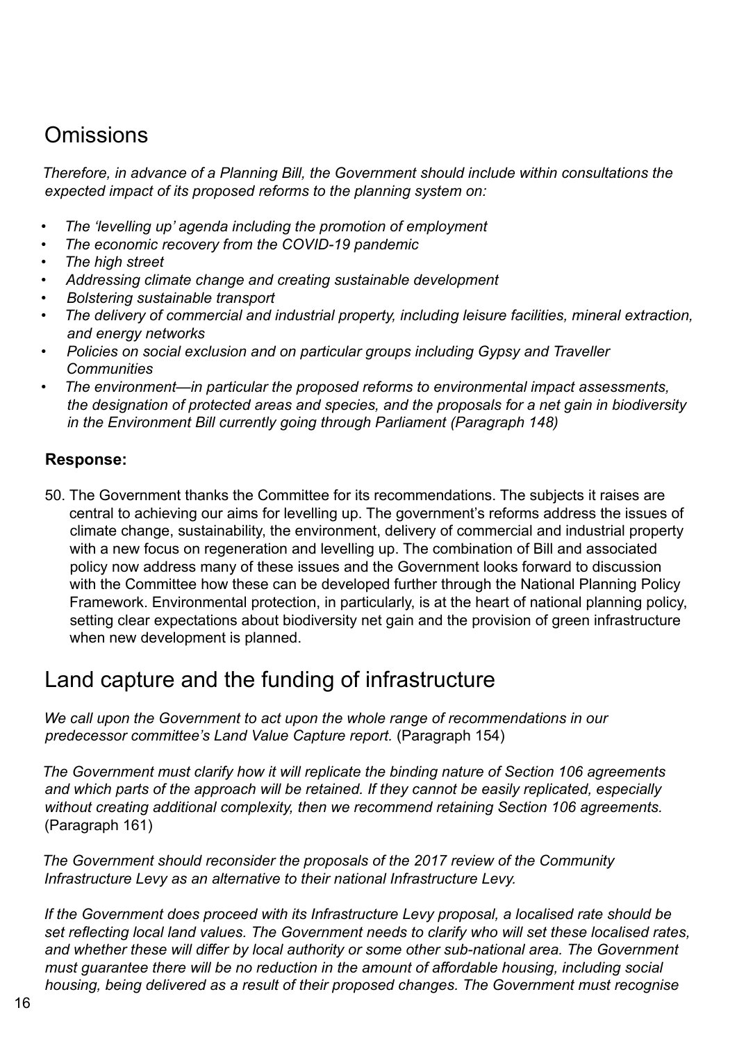## Omissions

*Therefore, in advance of a Planning Bill, the Government should include within consultations the expected impact of its proposed reforms to the planning system on:*

- *The 'levelling up' agenda including the promotion of employment*
- *The economic recovery from the COVID-19 pandemic*
- *The high street*
- *Addressing climate change and creating sustainable development*
- *Bolstering sustainable transport*
- *The delivery of commercial and industrial property, including leisure facilities, mineral extraction, and energy networks*
- *Policies on social exclusion and on particular groups including Gypsy and Traveller Communities*
- *The environment—in particular the proposed reforms to environmental impact assessments, the designation of protected areas and species, and the proposals for a net gain in biodiversity in the Environment Bill currently going through Parliament (Paragraph 148)*

**Response:**

50. The Government thanks the Committee for its recommendations. The subjects it raises are central to achieving our aims for levelling up. The government's reforms address the issues of climate change, sustainability, the environment, delivery of commercial and industrial property with a new focus on regeneration and levelling up. The combination of Bill and associated policy now address many of these issues and the Government looks forward to discussion with the Committee how these can be developed further through the National Planning Policy Framework. Environmental protection, in particularly, is at the heart of national planning policy, setting clear expectations about biodiversity net gain and the provision of green infrastructure when new development is planned.

## Land capture and the funding of infrastructure

*We call upon the Government to act upon the whole range of recommendations in our predecessor committee's Land Value Capture report.* (Paragraph 154)

*The Government must clarify how it will replicate the binding nature of Section 106 agreements and which parts of the approach will be retained. If they cannot be easily replicated, especially without creating additional complexity, then we recommend retaining Section 106 agreements.* (Paragraph 161)

*The Government should reconsider the proposals of the 2017 review of the Community Infrastructure Levy as an alternative to their national Infrastructure Levy.*

*If the Government does proceed with its Infrastructure Levy proposal, a localised rate should be set reflecting local land values. The Government needs to clarify who will set these localised rates, and whether these will differ by local authority or some other sub-national area. The Government must guarantee there will be no reduction in the amount of affordable housing, including social housing, being delivered as a result of their proposed changes. The Government must recognise*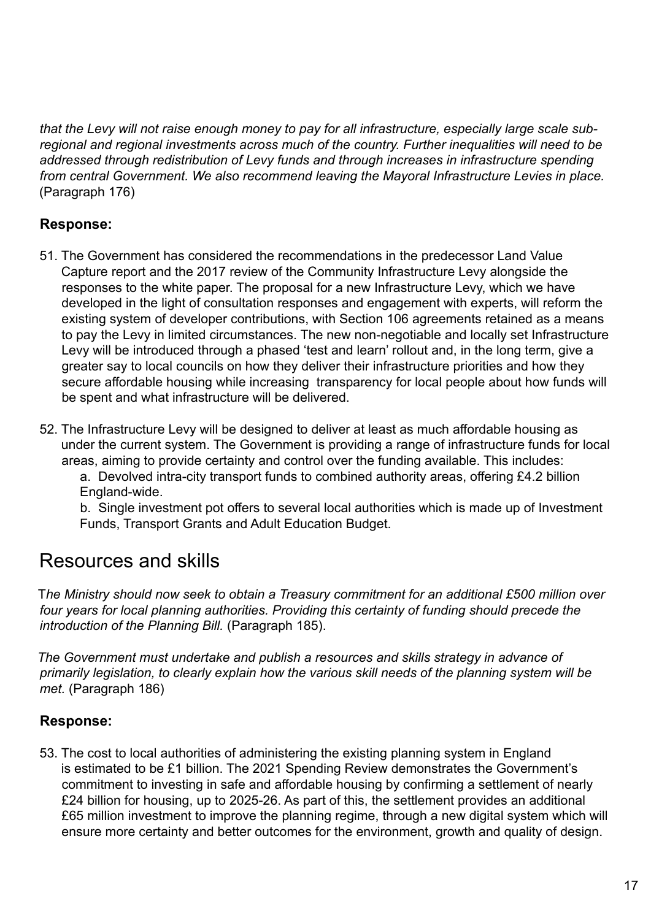*that the Levy will not raise enough money to pay for all infrastructure, especially large scale sub-regional and regional investments across much of the country. Further inequalities will need to be addressed through redistribution of Levy funds and through increases in infrastructure spending from central Government. We also recommend leaving the Mayoral Infrastructure Levies in place.* (Paragraph 176)

**Response:**

51. The Government has considered the recommendations in the predecessor Land Value Capture report and the 2017 review of the Community Infrastructure Levy alongside the responses to the white paper. The proposal for a new Infrastructure Levy, which we have developed in the light of consultation responses and engagement with experts, will reform the existing system of developer contributions, with Section 106 agreements retained as a means to pay the Levy in limited circumstances. The new non-negotiable and locally set Infrastructure Levy will be introduced through a phased 'test and learn' rollout and, in the long term, give a greater say to local councils on how they deliver their infrastructure priorities and how they secure affordable housing while increasing transparency for local people about how funds will be spent and what infrastructure will be delivered.

52. The Infrastructure Levy will be designed to deliver at least as much affordable housing as under the current system. The Government is providing a range of infrastructure funds for local areas, aiming to provide certainty and control over the funding available. This includes:
    a. Devolved intra-city transport funds to combined authority areas, offering £4.2 billion England-wide.
    b. Single investment pot offers to several local authorities which is made up of Investment Funds, Transport Grants and Adult Education Budget.

## Resources and skills

*The Ministry should now seek to obtain a Treasury commitment for an additional £500 million over four years for local planning authorities. Providing this certainty of funding should precede the introduction of the Planning Bill.* (Paragraph 185).

*The Government must undertake and publish a resources and skills strategy in advance of primarily legislation, to clearly explain how the various skill needs of the planning system will be met.* (Paragraph 186)

**Response:**

53. The cost to local authorities of administering the existing planning system in England is estimated to be £1 billion. The 2021 Spending Review demonstrates the Government's commitment to investing in safe and affordable housing by confirming a settlement of nearly £24 billion for housing, up to 2025-26. As part of this, the settlement provides an additional £65 million investment to improve the planning regime, through a new digital system which will ensure more certainty and better outcomes for the environment, growth and quality of design.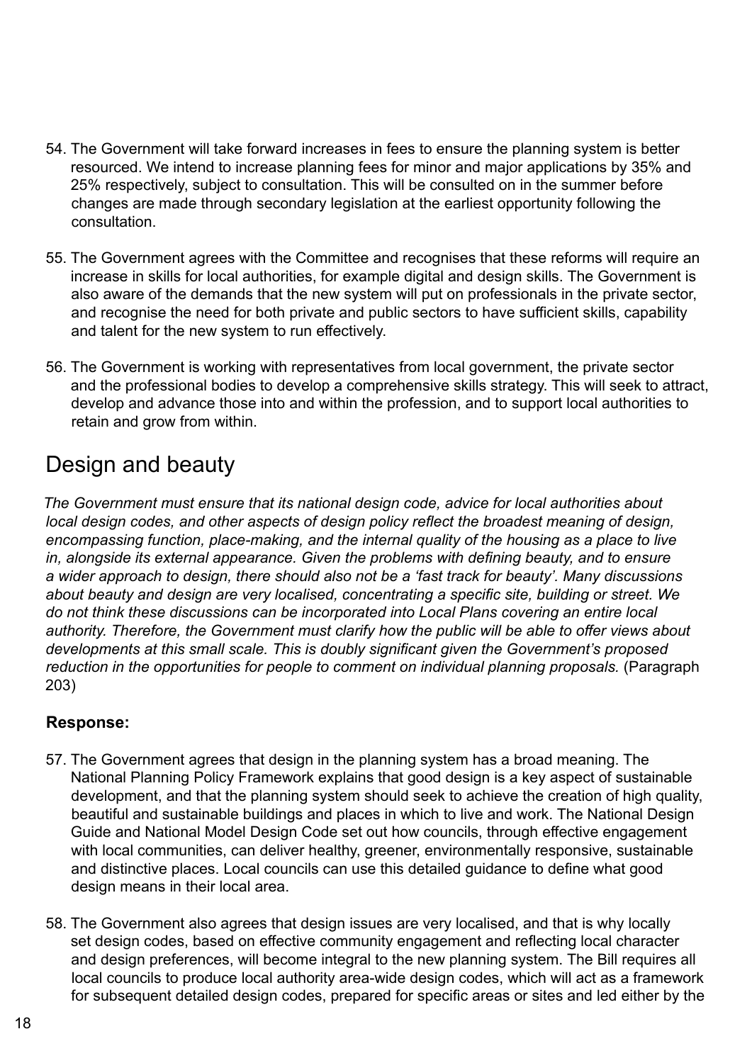54. The Government will take forward increases in fees to ensure the planning system is better resourced. We intend to increase planning fees for minor and major applications by 35% and 25% respectively, subject to consultation. This will be consulted on in the summer before changes are made through secondary legislation at the earliest opportunity following the consultation.

55. The Government agrees with the Committee and recognises that these reforms will require an increase in skills for local authorities, for example digital and design skills. The Government is also aware of the demands that the new system will put on professionals in the private sector, and recognise the need for both private and public sectors to have sufficient skills, capability and talent for the new system to run effectively.

56. The Government is working with representatives from local government, the private sector and the professional bodies to develop a comprehensive skills strategy. This will seek to attract, develop and advance those into and within the profession, and to support local authorities to retain and grow from within.

## Design and beauty

*The Government must ensure that its national design code, advice for local authorities about local design codes, and other aspects of design policy reflect the broadest meaning of design, encompassing function, place-making, and the internal quality of the housing as a place to live in, alongside its external appearance. Given the problems with defining beauty, and to ensure a wider approach to design, there should also not be a 'fast track for beauty'. Many discussions about beauty and design are very localised, concentrating a specific site, building or street. We do not think these discussions can be incorporated into Local Plans covering an entire local authority. Therefore, the Government must clarify how the public will be able to offer views about developments at this small scale. This is doubly significant given the Government's proposed reduction in the opportunities for people to comment on individual planning proposals.* (Paragraph 203)

**Response:**

57. The Government agrees that design in the planning system has a broad meaning. The National Planning Policy Framework explains that good design is a key aspect of sustainable development, and that the planning system should seek to achieve the creation of high quality, beautiful and sustainable buildings and places in which to live and work. The National Design Guide and National Model Design Code set out how councils, through effective engagement with local communities, can deliver healthy, greener, environmentally responsive, sustainable and distinctive places. Local councils can use this detailed guidance to define what good design means in their local area.

58. The Government also agrees that design issues are very localised, and that is why locally set design codes, based on effective community engagement and reflecting local character and design preferences, will become integral to the new planning system. The Bill requires all local councils to produce local authority area-wide design codes, which will act as a framework for subsequent detailed design codes, prepared for specific areas or sites and led either by the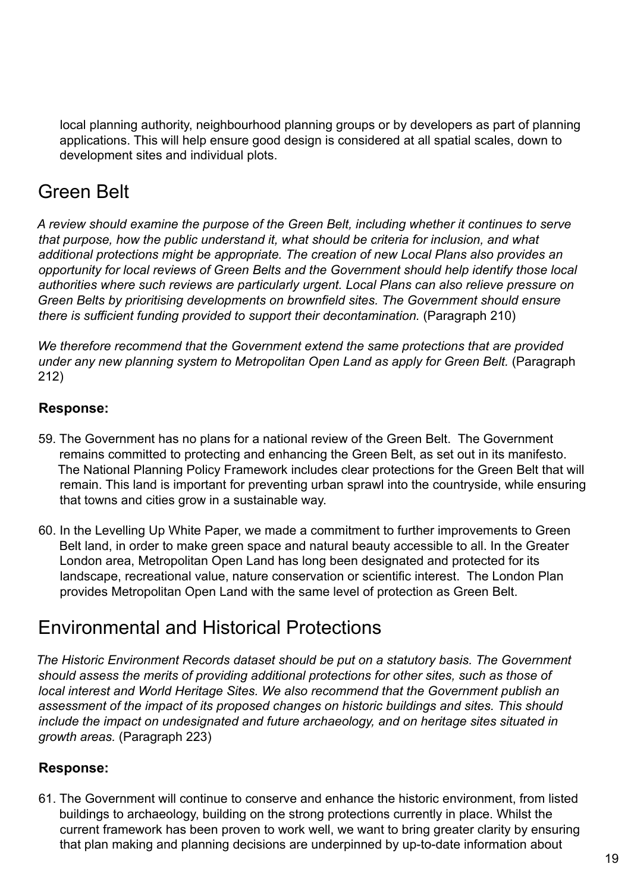local planning authority, neighbourhood planning groups or by developers as part of planning applications. This will help ensure good design is considered at all spatial scales, down to development sites and individual plots.

## Green Belt

*A review should examine the purpose of the Green Belt, including whether it continues to serve that purpose, how the public understand it, what should be criteria for inclusion, and what additional protections might be appropriate. The creation of new Local Plans also provides an opportunity for local reviews of Green Belts and the Government should help identify those local authorities where such reviews are particularly urgent. Local Plans can also relieve pressure on Green Belts by prioritising developments on brownfield sites. The Government should ensure there is sufficient funding provided to support their decontamination.* (Paragraph 210)

*We therefore recommend that the Government extend the same protections that are provided under any new planning system to Metropolitan Open Land as apply for Green Belt.* (Paragraph 212)

**Response:**

59. The Government has no plans for a national review of the Green Belt. The Government remains committed to protecting and enhancing the Green Belt, as set out in its manifesto. The National Planning Policy Framework includes clear protections for the Green Belt that will remain. This land is important for preventing urban sprawl into the countryside, while ensuring that towns and cities grow in a sustainable way.

60. In the Levelling Up White Paper, we made a commitment to further improvements to Green Belt land, in order to make green space and natural beauty accessible to all. In the Greater London area, Metropolitan Open Land has long been designated and protected for its landscape, recreational value, nature conservation or scientific interest. The London Plan provides Metropolitan Open Land with the same level of protection as Green Belt.

## Environmental and Historical Protections

*The Historic Environment Records dataset should be put on a statutory basis. The Government should assess the merits of providing additional protections for other sites, such as those of local interest and World Heritage Sites. We also recommend that the Government publish an assessment of the impact of its proposed changes on historic buildings and sites. This should include the impact on undesignated and future archaeology, and on heritage sites situated in growth areas.* (Paragraph 223)

**Response:**

61. The Government will continue to conserve and enhance the historic environment, from listed buildings to archaeology, building on the strong protections currently in place. Whilst the current framework has been proven to work well, we want to bring greater clarity by ensuring that plan making and planning decisions are underpinned by up-to-date information about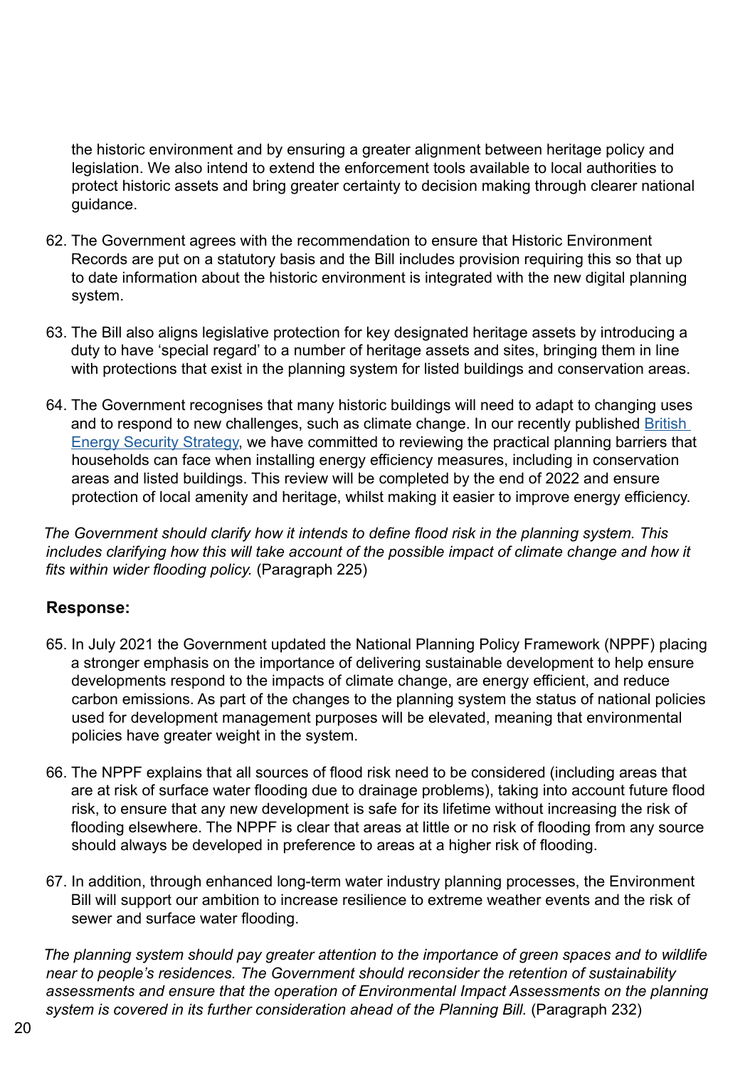the historic environment and by ensuring a greater alignment between heritage policy and legislation. We also intend to extend the enforcement tools available to local authorities to protect historic assets and bring greater certainty to decision making through clearer national guidance.

62. The Government agrees with the recommendation to ensure that Historic Environment Records are put on a statutory basis and the Bill includes provision requiring this so that up to date information about the historic environment is integrated with the new digital planning system.

63. The Bill also aligns legislative protection for key designated heritage assets by introducing a duty to have 'special regard' to a number of heritage assets and sites, bringing them in line with protections that exist in the planning system for listed buildings and conservation areas.

64. The Government recognises that many historic buildings will need to adapt to changing uses and to respond to new challenges, such as climate change. In our recently published British Energy Security Strategy, we have committed to reviewing the practical planning barriers that households can face when installing energy efficiency measures, including in conservation areas and listed buildings. This review will be completed by the end of 2022 and ensure protection of local amenity and heritage, whilst making it easier to improve energy efficiency.

*The Government should clarify how it intends to define flood risk in the planning system. This includes clarifying how this will take account of the possible impact of climate change and how it fits within wider flooding policy.* (Paragraph 225)

### Response:

65. In July 2021 the Government updated the National Planning Policy Framework (NPPF) placing a stronger emphasis on the importance of delivering sustainable development to help ensure developments respond to the impacts of climate change, are energy efficient, and reduce carbon emissions. As part of the changes to the planning system the status of national policies used for development management purposes will be elevated, meaning that environmental policies have greater weight in the system.

66. The NPPF explains that all sources of flood risk need to be considered (including areas that are at risk of surface water flooding due to drainage problems), taking into account future flood risk, to ensure that any new development is safe for its lifetime without increasing the risk of flooding elsewhere. The NPPF is clear that areas at little or no risk of flooding from any source should always be developed in preference to areas at a higher risk of flooding.

67. In addition, through enhanced long-term water industry planning processes, the Environment Bill will support our ambition to increase resilience to extreme weather events and the risk of sewer and surface water flooding.

*The planning system should pay greater attention to the importance of green spaces and to wildlife near to people's residences. The Government should reconsider the retention of sustainability assessments and ensure that the operation of Environmental Impact Assessments on the planning system is covered in its further consideration ahead of the Planning Bill.* (Paragraph 232)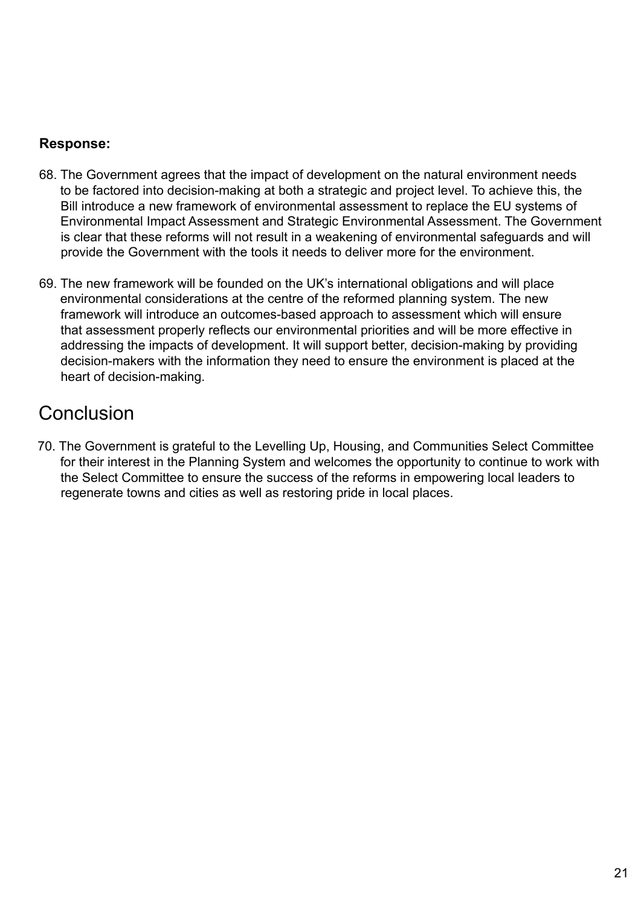**Response:**

68. The Government agrees that the impact of development on the natural environment needs to be factored into decision-making at both a strategic and project level. To achieve this, the Bill introduce a new framework of environmental assessment to replace the EU systems of Environmental Impact Assessment and Strategic Environmental Assessment. The Government is clear that these reforms will not result in a weakening of environmental safeguards and will provide the Government with the tools it needs to deliver more for the environment.

69. The new framework will be founded on the UK's international obligations and will place environmental considerations at the centre of the reformed planning system. The new framework will introduce an outcomes-based approach to assessment which will ensure that assessment properly reflects our environmental priorities and will be more effective in addressing the impacts of development. It will support better, decision-making by providing decision-makers with the information they need to ensure the environment is placed at the heart of decision-making.

## Conclusion

70. The Government is grateful to the Levelling Up, Housing, and Communities Select Committee for their interest in the Planning System and welcomes the opportunity to continue to work with the Select Committee to ensure the success of the reforms in empowering local leaders to regenerate towns and cities as well as restoring pride in local places.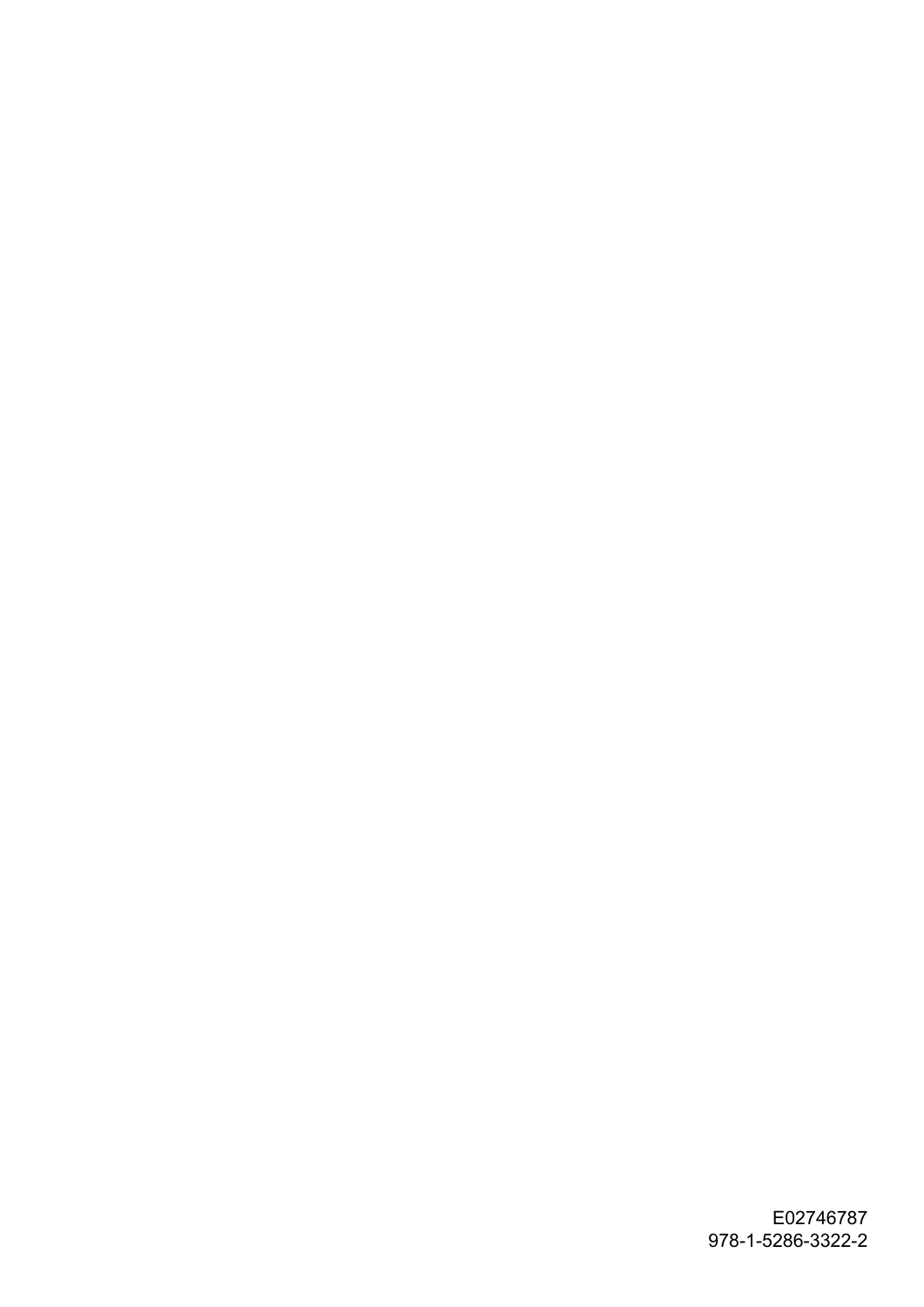E02746787
978-1-5286-3322-2